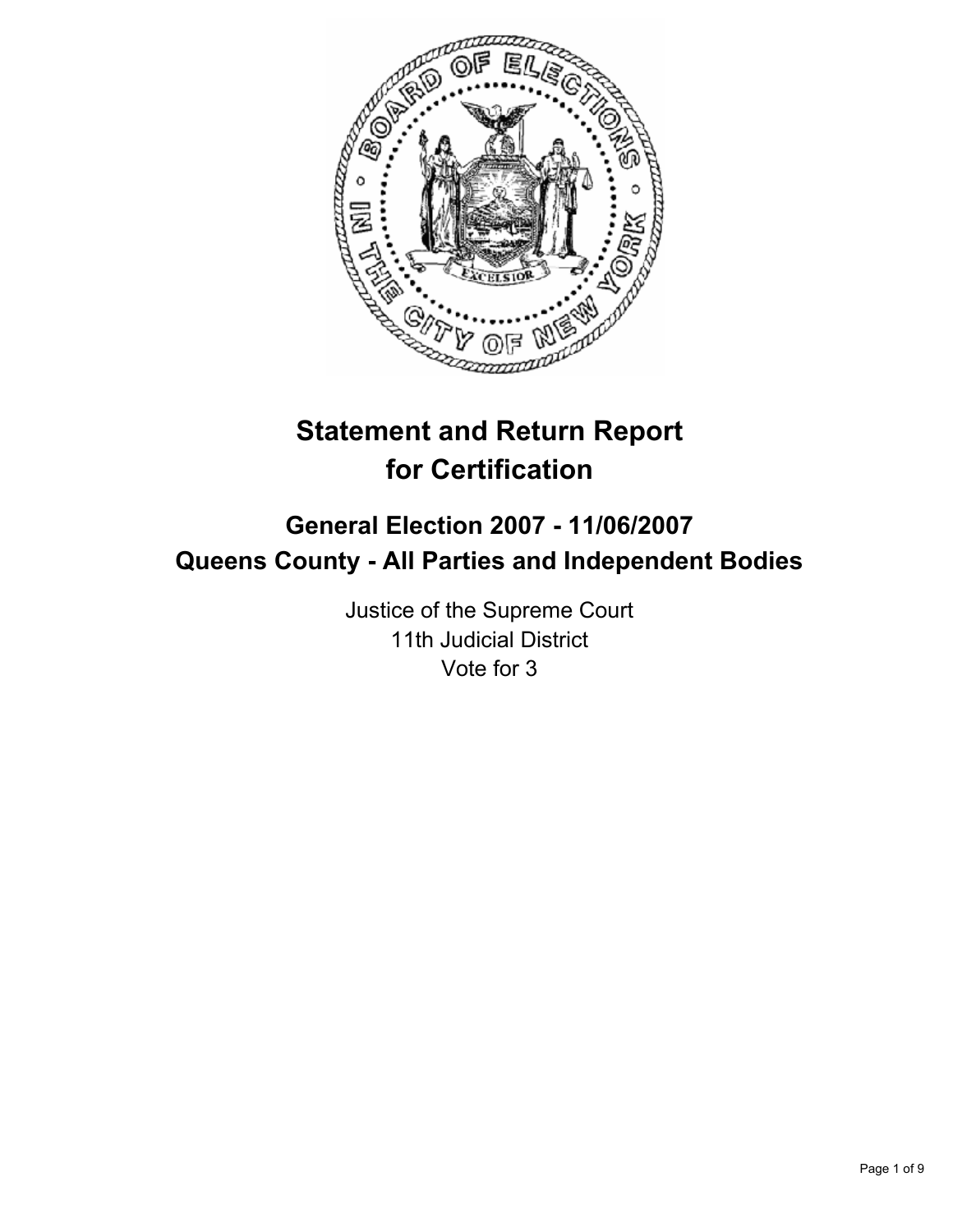# Statement and Return Report for Certification

## General Election 2007 - 11/06/2007
## Queens County - All Parties and Independent Bodies

Justice of the Supreme Court
11th Judicial District
Vote for 3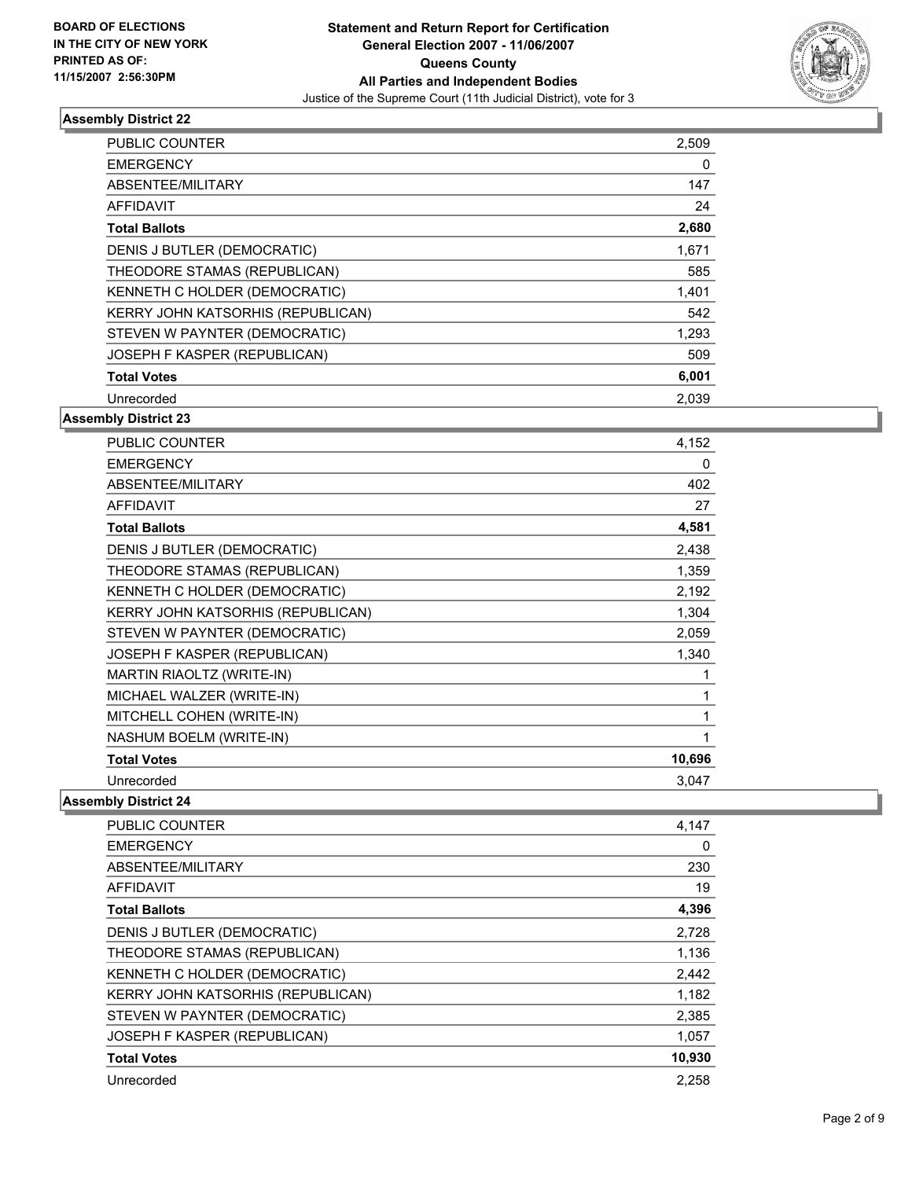**BOARD OF ELECTIONS IN THE CITY OF NEW YORK PRINTED AS OF: 11/15/2007 2:56:30PM**

# Statement and Return Report for Certification
## General Election 2007 - 11/06/2007
## Queens County
## All Parties and Independent Bodies
Justice of the Supreme Court (11th Judicial District), vote for 3

### Assembly District 22

| | |
|---|---|
| PUBLIC COUNTER | 2,509 |
| EMERGENCY | 0 |
| ABSENTEE/MILITARY | 147 |
| AFFIDAVIT | 24 |
| **Total Ballots** | **2,680** |
| DENIS J BUTLER (DEMOCRATIC) | 1,671 |
| THEODORE STAMAS (REPUBLICAN) | 585 |
| KENNETH C HOLDER (DEMOCRATIC) | 1,401 |
| KERRY JOHN KATSORHIS (REPUBLICAN) | 542 |
| STEVEN W PAYNTER (DEMOCRATIC) | 1,293 |
| JOSEPH F KASPER (REPUBLICAN) | 509 |
| **Total Votes** | **6,001** |
| Unrecorded | 2,039 |

### Assembly District 23

| | |
|---|---|
| PUBLIC COUNTER | 4,152 |
| EMERGENCY | 0 |
| ABSENTEE/MILITARY | 402 |
| AFFIDAVIT | 27 |
| **Total Ballots** | **4,581** |
| DENIS J BUTLER (DEMOCRATIC) | 2,438 |
| THEODORE STAMAS (REPUBLICAN) | 1,359 |
| KENNETH C HOLDER (DEMOCRATIC) | 2,192 |
| KERRY JOHN KATSORHIS (REPUBLICAN) | 1,304 |
| STEVEN W PAYNTER (DEMOCRATIC) | 2,059 |
| JOSEPH F KASPER (REPUBLICAN) | 1,340 |
| MARTIN RIAOLTZ (WRITE-IN) | 1 |
| MICHAEL WALZER (WRITE-IN) | 1 |
| MITCHELL COHEN (WRITE-IN) | 1 |
| NASHUM BOELM (WRITE-IN) | 1 |
| **Total Votes** | **10,696** |
| Unrecorded | 3,047 |

### Assembly District 24

| | |
|---|---|
| PUBLIC COUNTER | 4,147 |
| EMERGENCY | 0 |
| ABSENTEE/MILITARY | 230 |
| AFFIDAVIT | 19 |
| **Total Ballots** | **4,396** |
| DENIS J BUTLER (DEMOCRATIC) | 2,728 |
| THEODORE STAMAS (REPUBLICAN) | 1,136 |
| KENNETH C HOLDER (DEMOCRATIC) | 2,442 |
| KERRY JOHN KATSORHIS (REPUBLICAN) | 1,182 |
| STEVEN W PAYNTER (DEMOCRATIC) | 2,385 |
| JOSEPH F KASPER (REPUBLICAN) | 1,057 |
| **Total Votes** | **10,930** |
| Unrecorded | 2,258 |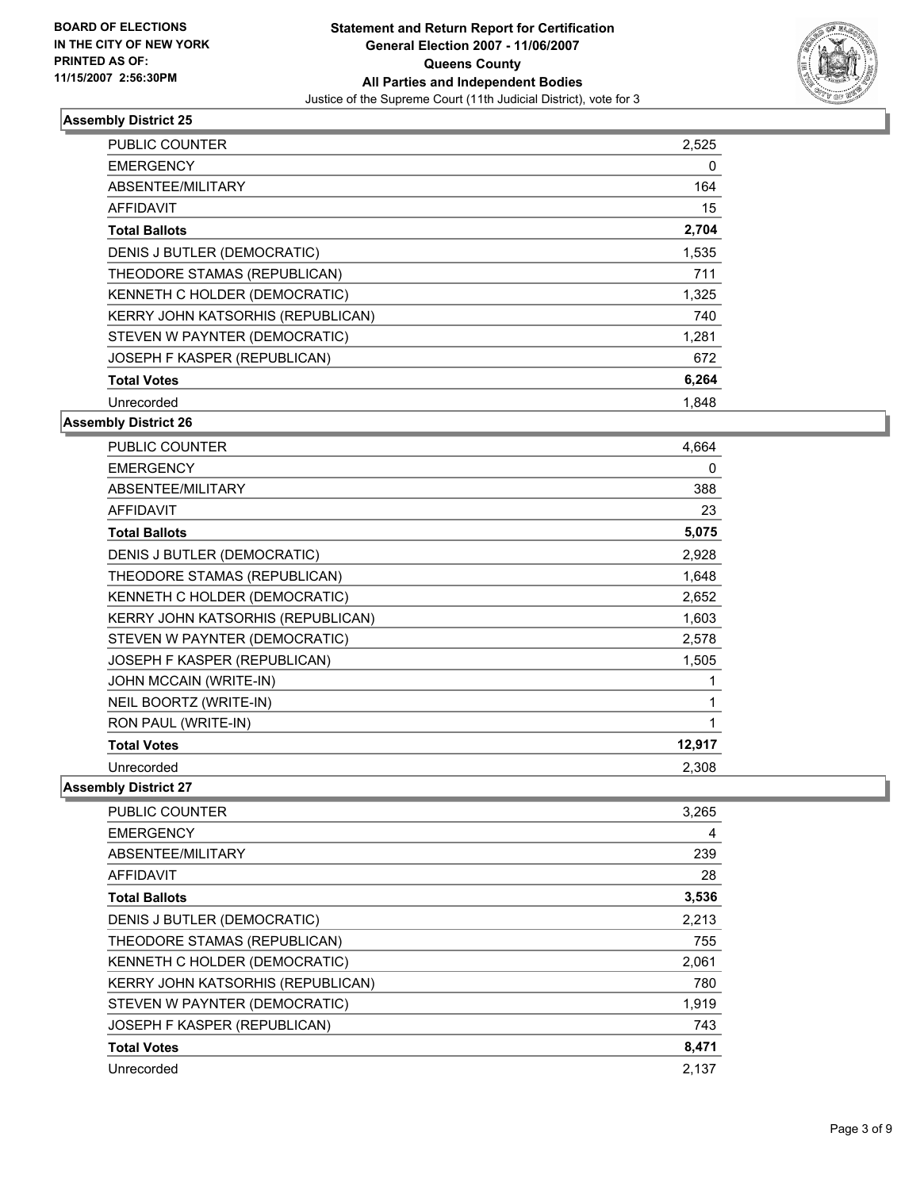**BOARD OF ELECTIONS IN THE CITY OF NEW YORK PRINTED AS OF: 11/15/2007 2:56:30PM**

# Statement and Return Report for Certification
## General Election 2007 - 11/06/2007
## Queens County
## All Parties and Independent Bodies
Justice of the Supreme Court (11th Judicial District), vote for 3

### Assembly District 25

| | |
|---|---|
| PUBLIC COUNTER | 2,525 |
| EMERGENCY | 0 |
| ABSENTEE/MILITARY | 164 |
| AFFIDAVIT | 15 |
| **Total Ballots** | **2,704** |
| DENIS J BUTLER (DEMOCRATIC) | 1,535 |
| THEODORE STAMAS (REPUBLICAN) | 711 |
| KENNETH C HOLDER (DEMOCRATIC) | 1,325 |
| KERRY JOHN KATSORHIS (REPUBLICAN) | 740 |
| STEVEN W PAYNTER (DEMOCRATIC) | 1,281 |
| JOSEPH F KASPER (REPUBLICAN) | 672 |
| **Total Votes** | **6,264** |
| Unrecorded | 1,848 |

### Assembly District 26

| | |
|---|---|
| PUBLIC COUNTER | 4,664 |
| EMERGENCY | 0 |
| ABSENTEE/MILITARY | 388 |
| AFFIDAVIT | 23 |
| **Total Ballots** | **5,075** |
| DENIS J BUTLER (DEMOCRATIC) | 2,928 |
| THEODORE STAMAS (REPUBLICAN) | 1,648 |
| KENNETH C HOLDER (DEMOCRATIC) | 2,652 |
| KERRY JOHN KATSORHIS (REPUBLICAN) | 1,603 |
| STEVEN W PAYNTER (DEMOCRATIC) | 2,578 |
| JOSEPH F KASPER (REPUBLICAN) | 1,505 |
| JOHN MCCAIN (WRITE-IN) | 1 |
| NEIL BOORTZ (WRITE-IN) | 1 |
| RON PAUL (WRITE-IN) | 1 |
| **Total Votes** | **12,917** |
| Unrecorded | 2,308 |

### Assembly District 27

| | |
|---|---|
| PUBLIC COUNTER | 3,265 |
| EMERGENCY | 4 |
| ABSENTEE/MILITARY | 239 |
| AFFIDAVIT | 28 |
| **Total Ballots** | **3,536** |
| DENIS J BUTLER (DEMOCRATIC) | 2,213 |
| THEODORE STAMAS (REPUBLICAN) | 755 |
| KENNETH C HOLDER (DEMOCRATIC) | 2,061 |
| KERRY JOHN KATSORHIS (REPUBLICAN) | 780 |
| STEVEN W PAYNTER (DEMOCRATIC) | 1,919 |
| JOSEPH F KASPER (REPUBLICAN) | 743 |
| **Total Votes** | **8,471** |
| Unrecorded | 2,137 |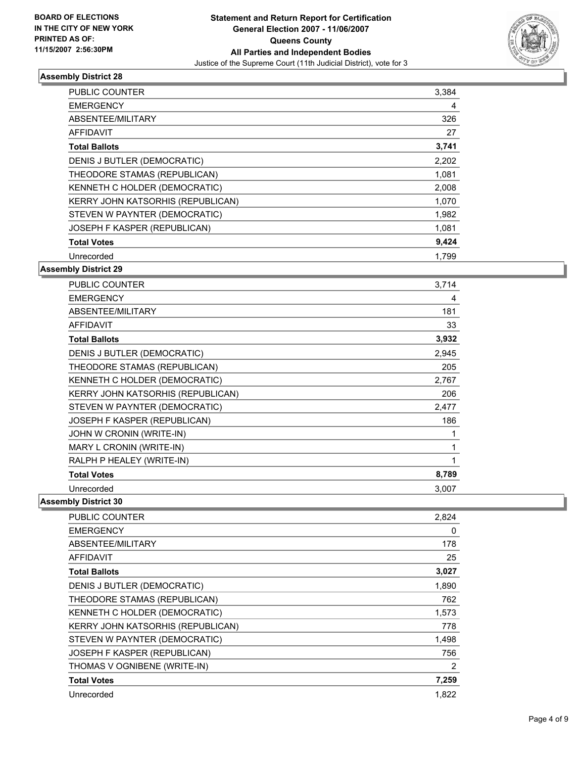BOARD OF ELECTIONS
IN THE CITY OF NEW YORK
PRINTED AS OF:
11/15/2007 2:56:30PM

**Statement and Return Report for Certification**
**General Election 2007 - 11/06/2007**
**Queens County**
**All Parties and Independent Bodies**
Justice of the Supreme Court (11th Judicial District), vote for 3

### Assembly District 28

| | |
|---|---|
| PUBLIC COUNTER | 3,384 |
| EMERGENCY | 4 |
| ABSENTEE/MILITARY | 326 |
| AFFIDAVIT | 27 |
| **Total Ballots** | **3,741** |
| DENIS J BUTLER (DEMOCRATIC) | 2,202 |
| THEODORE STAMAS (REPUBLICAN) | 1,081 |
| KENNETH C HOLDER (DEMOCRATIC) | 2,008 |
| KERRY JOHN KATSORHIS (REPUBLICAN) | 1,070 |
| STEVEN W PAYNTER (DEMOCRATIC) | 1,982 |
| JOSEPH F KASPER (REPUBLICAN) | 1,081 |
| **Total Votes** | **9,424** |
| Unrecorded | 1,799 |

### Assembly District 29

| | |
|---|---|
| PUBLIC COUNTER | 3,714 |
| EMERGENCY | 4 |
| ABSENTEE/MILITARY | 181 |
| AFFIDAVIT | 33 |
| **Total Ballots** | **3,932** |
| DENIS J BUTLER (DEMOCRATIC) | 2,945 |
| THEODORE STAMAS (REPUBLICAN) | 205 |
| KENNETH C HOLDER (DEMOCRATIC) | 2,767 |
| KERRY JOHN KATSORHIS (REPUBLICAN) | 206 |
| STEVEN W PAYNTER (DEMOCRATIC) | 2,477 |
| JOSEPH F KASPER (REPUBLICAN) | 186 |
| JOHN W CRONIN (WRITE-IN) | 1 |
| MARY L CRONIN (WRITE-IN) | 1 |
| RALPH P HEALEY (WRITE-IN) | 1 |
| **Total Votes** | **8,789** |
| Unrecorded | 3,007 |

### Assembly District 30

| | |
|---|---|
| PUBLIC COUNTER | 2,824 |
| EMERGENCY | 0 |
| ABSENTEE/MILITARY | 178 |
| AFFIDAVIT | 25 |
| **Total Ballots** | **3,027** |
| DENIS J BUTLER (DEMOCRATIC) | 1,890 |
| THEODORE STAMAS (REPUBLICAN) | 762 |
| KENNETH C HOLDER (DEMOCRATIC) | 1,573 |
| KERRY JOHN KATSORHIS (REPUBLICAN) | 778 |
| STEVEN W PAYNTER (DEMOCRATIC) | 1,498 |
| JOSEPH F KASPER (REPUBLICAN) | 756 |
| THOMAS V OGNIBENE (WRITE-IN) | 2 |
| **Total Votes** | **7,259** |
| Unrecorded | 1,822 |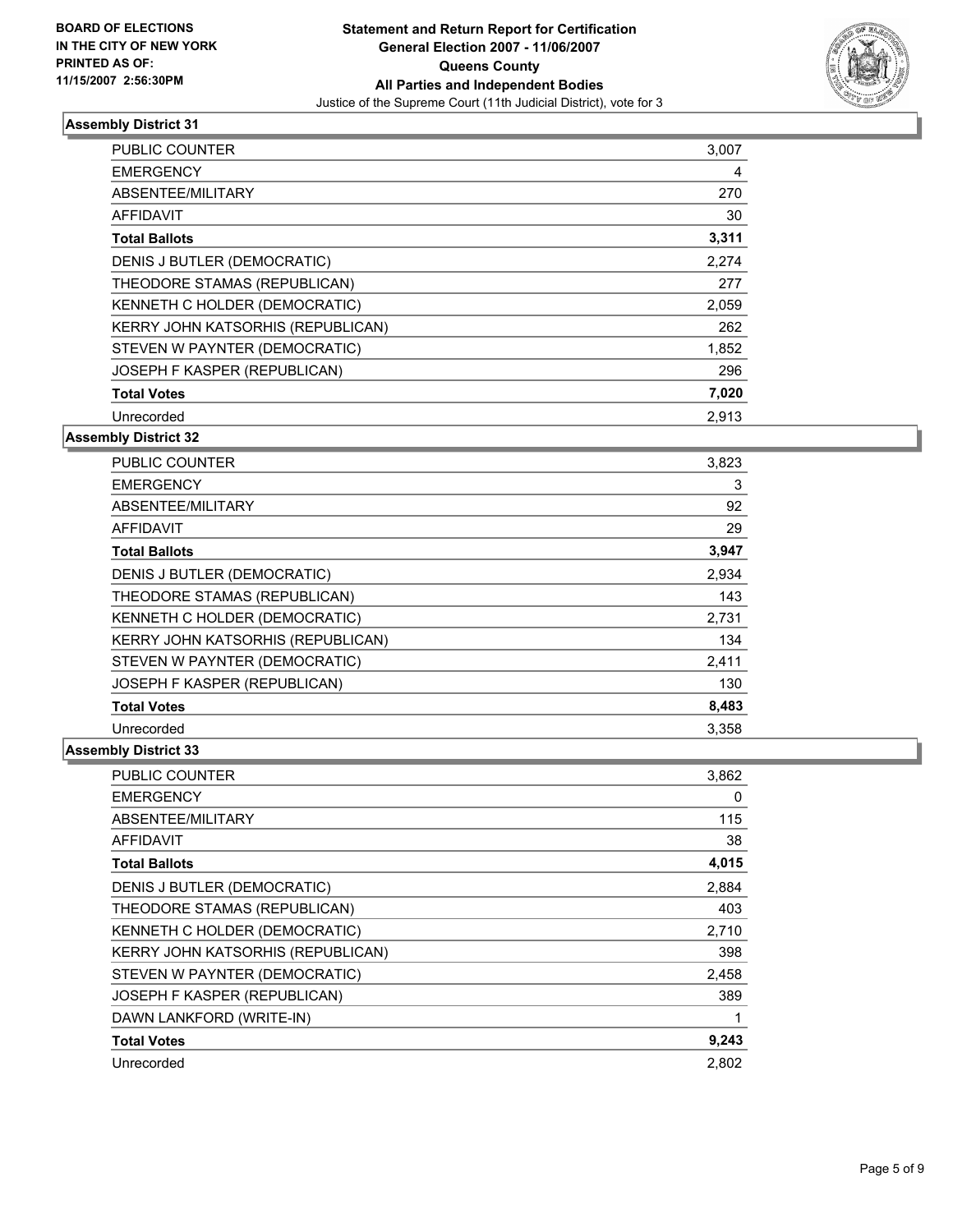BOARD OF ELECTIONS
IN THE CITY OF NEW YORK
PRINTED AS OF:
11/15/2007 2:56:30PM

# Statement and Return Report for Certification
## General Election 2007 - 11/06/2007
## Queens County
## All Parties and Independent Bodies
Justice of the Supreme Court (11th Judicial District), vote for 3

### Assembly District 31

| | |
|---|---|
| PUBLIC COUNTER | 3,007 |
| EMERGENCY | 4 |
| ABSENTEE/MILITARY | 270 |
| AFFIDAVIT | 30 |
| **Total Ballots** | **3,311** |
| DENIS J BUTLER (DEMOCRATIC) | 2,274 |
| THEODORE STAMAS (REPUBLICAN) | 277 |
| KENNETH C HOLDER (DEMOCRATIC) | 2,059 |
| KERRY JOHN KATSORHIS (REPUBLICAN) | 262 |
| STEVEN W PAYNTER (DEMOCRATIC) | 1,852 |
| JOSEPH F KASPER (REPUBLICAN) | 296 |
| **Total Votes** | **7,020** |
| Unrecorded | 2,913 |

### Assembly District 32

| | |
|---|---|
| PUBLIC COUNTER | 3,823 |
| EMERGENCY | 3 |
| ABSENTEE/MILITARY | 92 |
| AFFIDAVIT | 29 |
| **Total Ballots** | **3,947** |
| DENIS J BUTLER (DEMOCRATIC) | 2,934 |
| THEODORE STAMAS (REPUBLICAN) | 143 |
| KENNETH C HOLDER (DEMOCRATIC) | 2,731 |
| KERRY JOHN KATSORHIS (REPUBLICAN) | 134 |
| STEVEN W PAYNTER (DEMOCRATIC) | 2,411 |
| JOSEPH F KASPER (REPUBLICAN) | 130 |
| **Total Votes** | **8,483** |
| Unrecorded | 3,358 |

### Assembly District 33

| | |
|---|---|
| PUBLIC COUNTER | 3,862 |
| EMERGENCY | 0 |
| ABSENTEE/MILITARY | 115 |
| AFFIDAVIT | 38 |
| **Total Ballots** | **4,015** |
| DENIS J BUTLER (DEMOCRATIC) | 2,884 |
| THEODORE STAMAS (REPUBLICAN) | 403 |
| KENNETH C HOLDER (DEMOCRATIC) | 2,710 |
| KERRY JOHN KATSORHIS (REPUBLICAN) | 398 |
| STEVEN W PAYNTER (DEMOCRATIC) | 2,458 |
| JOSEPH F KASPER (REPUBLICAN) | 389 |
| DAWN LANKFORD (WRITE-IN) | 1 |
| **Total Votes** | **9,243** |
| Unrecorded | 2,802 |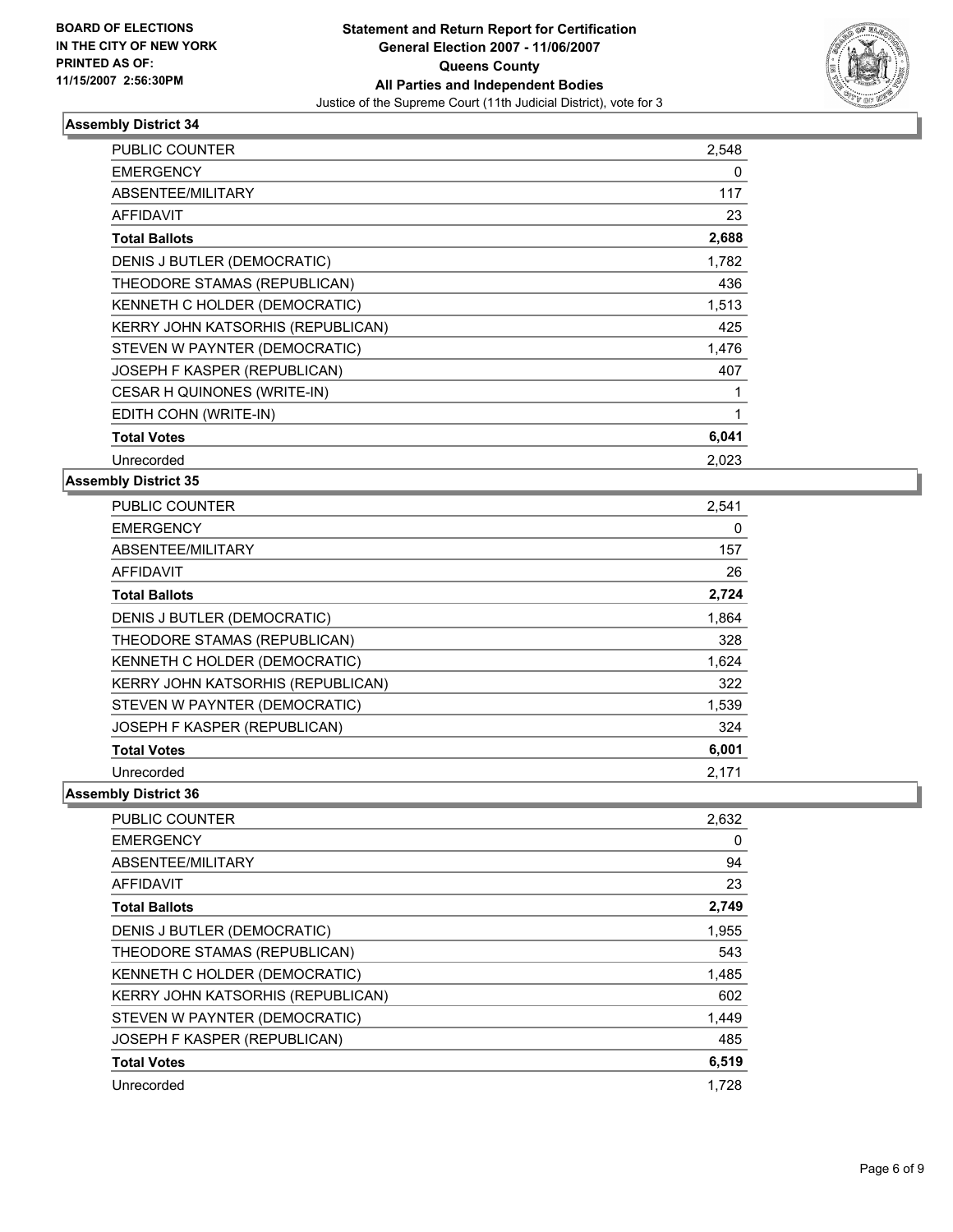BOARD OF ELECTIONS IN THE CITY OF NEW YORK PRINTED AS OF: 11/15/2007 2:56:30PM

**Statement and Return Report for Certification**
**General Election 2007 - 11/06/2007**
**Queens County**
**All Parties and Independent Bodies**
Justice of the Supreme Court (11th Judicial District), vote for 3

### Assembly District 34

| | |
|---|---|
| PUBLIC COUNTER | 2,548 |
| EMERGENCY | 0 |
| ABSENTEE/MILITARY | 117 |
| AFFIDAVIT | 23 |
| **Total Ballots** | **2,688** |
| DENIS J BUTLER (DEMOCRATIC) | 1,782 |
| THEODORE STAMAS (REPUBLICAN) | 436 |
| KENNETH C HOLDER (DEMOCRATIC) | 1,513 |
| KERRY JOHN KATSORHIS (REPUBLICAN) | 425 |
| STEVEN W PAYNTER (DEMOCRATIC) | 1,476 |
| JOSEPH F KASPER (REPUBLICAN) | 407 |
| CESAR H QUINONES (WRITE-IN) | 1 |
| EDITH COHN (WRITE-IN) | 1 |
| **Total Votes** | **6,041** |
| Unrecorded | 2,023 |

### Assembly District 35

| | |
|---|---|
| PUBLIC COUNTER | 2,541 |
| EMERGENCY | 0 |
| ABSENTEE/MILITARY | 157 |
| AFFIDAVIT | 26 |
| **Total Ballots** | **2,724** |
| DENIS J BUTLER (DEMOCRATIC) | 1,864 |
| THEODORE STAMAS (REPUBLICAN) | 328 |
| KENNETH C HOLDER (DEMOCRATIC) | 1,624 |
| KERRY JOHN KATSORHIS (REPUBLICAN) | 322 |
| STEVEN W PAYNTER (DEMOCRATIC) | 1,539 |
| JOSEPH F KASPER (REPUBLICAN) | 324 |
| **Total Votes** | **6,001** |
| Unrecorded | 2,171 |

### Assembly District 36

| | |
|---|---|
| PUBLIC COUNTER | 2,632 |
| EMERGENCY | 0 |
| ABSENTEE/MILITARY | 94 |
| AFFIDAVIT | 23 |
| **Total Ballots** | **2,749** |
| DENIS J BUTLER (DEMOCRATIC) | 1,955 |
| THEODORE STAMAS (REPUBLICAN) | 543 |
| KENNETH C HOLDER (DEMOCRATIC) | 1,485 |
| KERRY JOHN KATSORHIS (REPUBLICAN) | 602 |
| STEVEN W PAYNTER (DEMOCRATIC) | 1,449 |
| JOSEPH F KASPER (REPUBLICAN) | 485 |
| **Total Votes** | **6,519** |
| Unrecorded | 1,728 |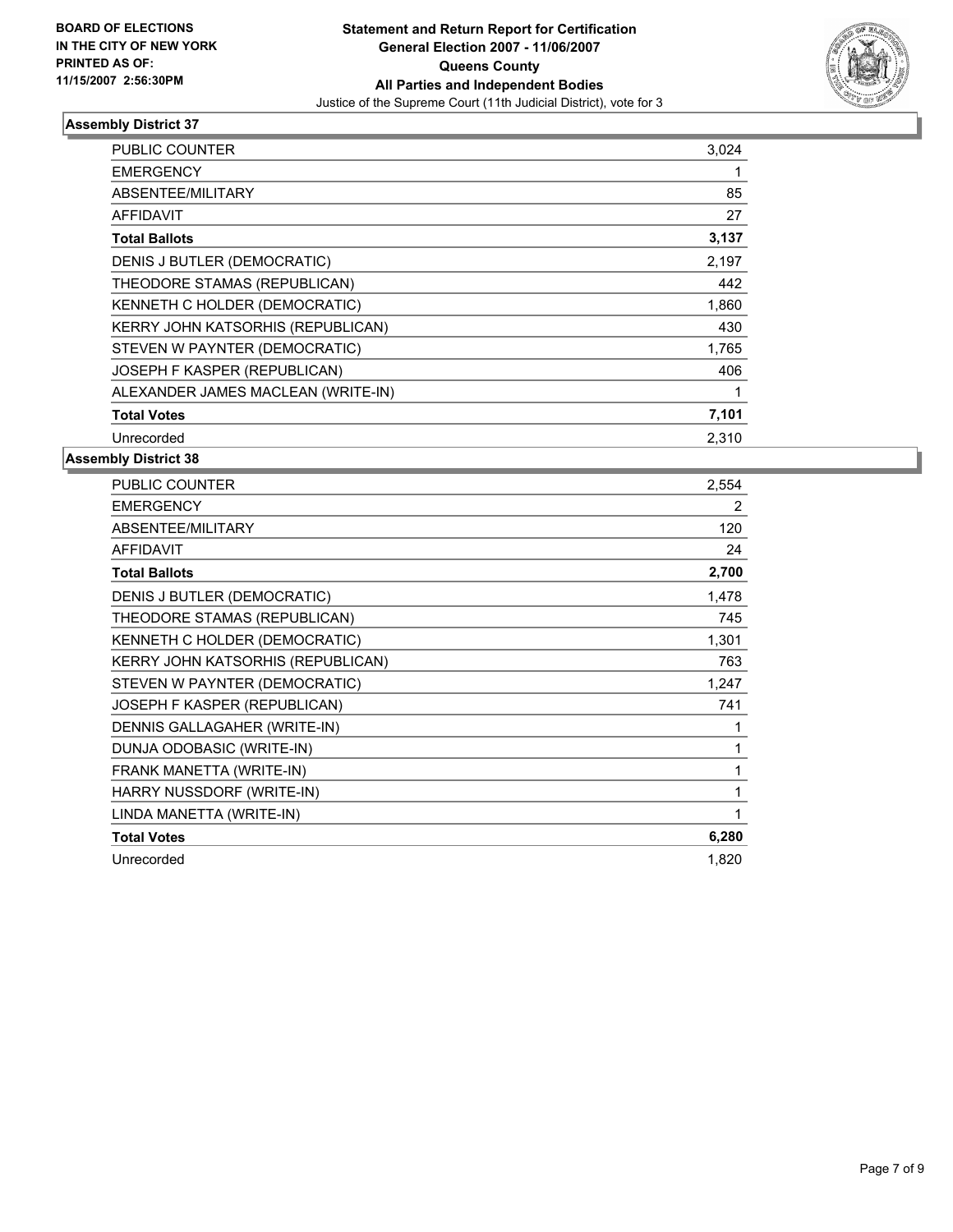BOARD OF ELECTIONS
IN THE CITY OF NEW YORK
PRINTED AS OF:
11/15/2007 2:56:30PM

**Statement and Return Report for Certification**
**General Election 2007 - 11/06/2007**
**Queens County**
**All Parties and Independent Bodies**
Justice of the Supreme Court (11th Judicial District), vote for 3

### Assembly District 37

| | |
|---|---|
| PUBLIC COUNTER | 3,024 |
| EMERGENCY | 1 |
| ABSENTEE/MILITARY | 85 |
| AFFIDAVIT | 27 |
| **Total Ballots** | **3,137** |
| DENIS J BUTLER (DEMOCRATIC) | 2,197 |
| THEODORE STAMAS (REPUBLICAN) | 442 |
| KENNETH C HOLDER (DEMOCRATIC) | 1,860 |
| KERRY JOHN KATSORHIS (REPUBLICAN) | 430 |
| STEVEN W PAYNTER (DEMOCRATIC) | 1,765 |
| JOSEPH F KASPER (REPUBLICAN) | 406 |
| ALEXANDER JAMES MACLEAN (WRITE-IN) | 1 |
| **Total Votes** | **7,101** |
| Unrecorded | 2,310 |

### Assembly District 38

| | |
|---|---|
| PUBLIC COUNTER | 2,554 |
| EMERGENCY | 2 |
| ABSENTEE/MILITARY | 120 |
| AFFIDAVIT | 24 |
| **Total Ballots** | **2,700** |
| DENIS J BUTLER (DEMOCRATIC) | 1,478 |
| THEODORE STAMAS (REPUBLICAN) | 745 |
| KENNETH C HOLDER (DEMOCRATIC) | 1,301 |
| KERRY JOHN KATSORHIS (REPUBLICAN) | 763 |
| STEVEN W PAYNTER (DEMOCRATIC) | 1,247 |
| JOSEPH F KASPER (REPUBLICAN) | 741 |
| DENNIS GALLAGAHER (WRITE-IN) | 1 |
| DUNJA ODOBASIC (WRITE-IN) | 1 |
| FRANK MANETTA (WRITE-IN) | 1 |
| HARRY NUSSDORF (WRITE-IN) | 1 |
| LINDA MANETTA (WRITE-IN) | 1 |
| **Total Votes** | **6,280** |
| Unrecorded | 1,820 |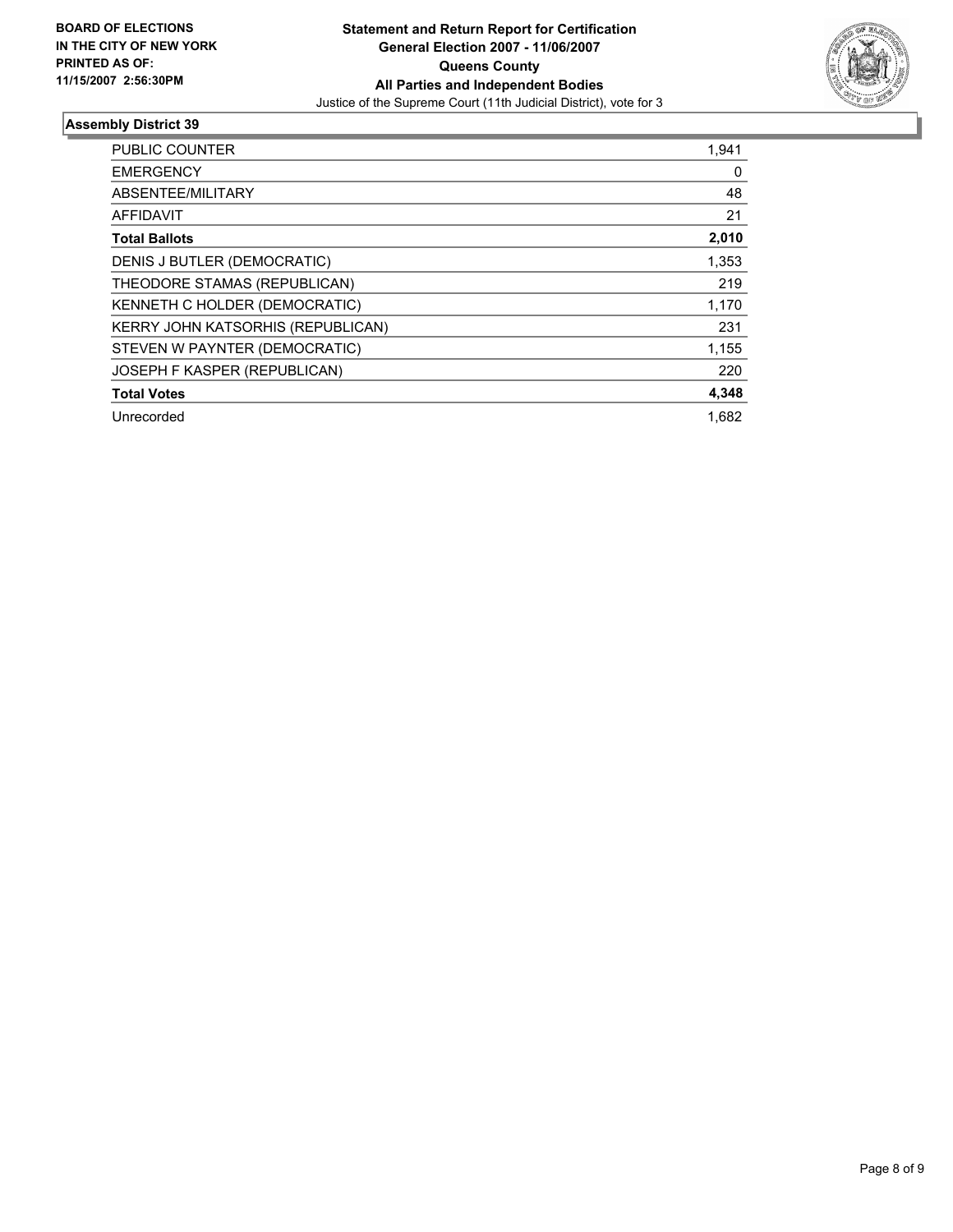**BOARD OF ELECTIONS IN THE CITY OF NEW YORK PRINTED AS OF: 11/15/2007 2:56:30PM**

**Statement and Return Report for Certification**
**General Election 2007 - 11/06/2007**
**Queens County**
**All Parties and Independent Bodies**
Justice of the Supreme Court (11th Judicial District), vote for 3

## Assembly District 39

| | |
|---|---|
| PUBLIC COUNTER | 1,941 |
| EMERGENCY | 0 |
| ABSENTEE/MILITARY | 48 |
| AFFIDAVIT | 21 |
| **Total Ballots** | **2,010** |
| DENIS J BUTLER (DEMOCRATIC) | 1,353 |
| THEODORE STAMAS (REPUBLICAN) | 219 |
| KENNETH C HOLDER (DEMOCRATIC) | 1,170 |
| KERRY JOHN KATSORHIS (REPUBLICAN) | 231 |
| STEVEN W PAYNTER (DEMOCRATIC) | 1,155 |
| JOSEPH F KASPER (REPUBLICAN) | 220 |
| **Total Votes** | **4,348** |
| Unrecorded | 1,682 |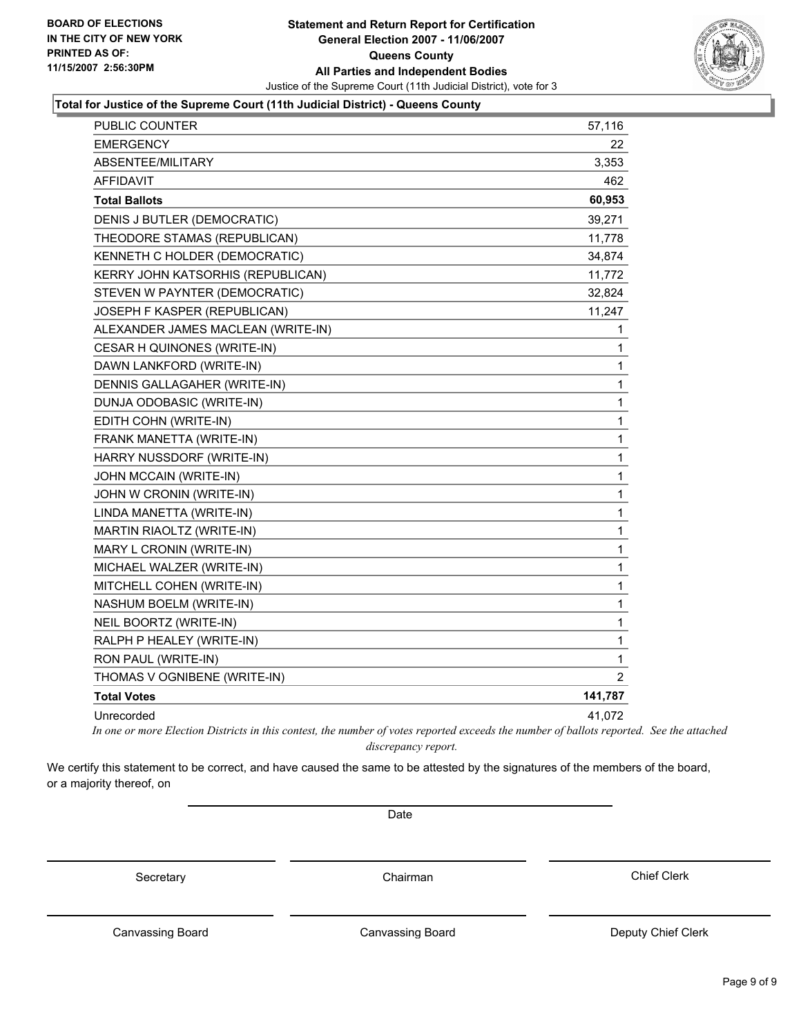**BOARD OF ELECTIONS IN THE CITY OF NEW YORK PRINTED AS OF: 11/15/2007 2:56:30PM**

# Statement and Return Report for Certification General Election 2007 - 11/06/2007 Queens County All Parties and Independent Bodies

Justice of the Supreme Court (11th Judicial District), vote for 3

## Total for Justice of the Supreme Court (11th Judicial District) - Queens County

| | |
|---|---|
| PUBLIC COUNTER | 57,116 |
| EMERGENCY | 22 |
| ABSENTEE/MILITARY | 3,353 |
| AFFIDAVIT | 462 |
| **Total Ballots** | **60,953** |
| DENIS J BUTLER (DEMOCRATIC) | 39,271 |
| THEODORE STAMAS (REPUBLICAN) | 11,778 |
| KENNETH C HOLDER (DEMOCRATIC) | 34,874 |
| KERRY JOHN KATSORHIS (REPUBLICAN) | 11,772 |
| STEVEN W PAYNTER (DEMOCRATIC) | 32,824 |
| JOSEPH F KASPER (REPUBLICAN) | 11,247 |
| ALEXANDER JAMES MACLEAN (WRITE-IN) | 1 |
| CESAR H QUINONES (WRITE-IN) | 1 |
| DAWN LANKFORD (WRITE-IN) | 1 |
| DENNIS GALLAGAHER (WRITE-IN) | 1 |
| DUNJA ODOBASIC (WRITE-IN) | 1 |
| EDITH COHN (WRITE-IN) | 1 |
| FRANK MANETTA (WRITE-IN) | 1 |
| HARRY NUSSDORF (WRITE-IN) | 1 |
| JOHN MCCAIN (WRITE-IN) | 1 |
| JOHN W CRONIN (WRITE-IN) | 1 |
| LINDA MANETTA (WRITE-IN) | 1 |
| MARTIN RIAOLTZ (WRITE-IN) | 1 |
| MARY L CRONIN (WRITE-IN) | 1 |
| MICHAEL WALZER (WRITE-IN) | 1 |
| MITCHELL COHEN (WRITE-IN) | 1 |
| NASHUM BOELM (WRITE-IN) | 1 |
| NEIL BOORTZ (WRITE-IN) | 1 |
| RALPH P HEALEY (WRITE-IN) | 1 |
| RON PAUL (WRITE-IN) | 1 |
| THOMAS V OGNIBENE (WRITE-IN) | 2 |
| **Total Votes** | **141,787** |
| Unrecorded | 41,072 |

*In one or more Election Districts in this contest, the number of votes reported exceeds the number of ballots reported. See the attached discrepancy report.*

We certify this statement to be correct, and have caused the same to be attested by the signatures of the members of the board, or a majority thereof, on

Date

Secretary | Chairman | Chief Clerk

Canvassing Board | Canvassing Board | Deputy Chief Clerk